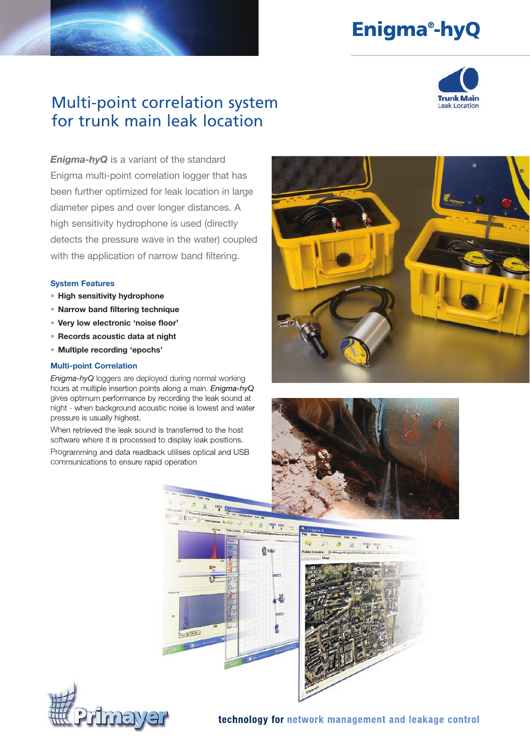# Enigma®-hyQ

## Multi-point correlation system for trunk main leak location

Trunk Main Leak Location

***Enigma-hyQ*** is a variant of the standard Enigma multi-point correlation logger that has been further optimized for leak location in large diameter pipes and over longer distances. A high sensitivity hydrophone is used (directly detects the pressure wave in the water) coupled with the application of narrow band filtering.

### System Features

- **High sensitivity hydrophone**
- **Narrow band filtering technique**
- **Very low electronic 'noise floor'**
- **Records acoustic data at night**
- **Multiple recording 'epochs'**

### Multi-point Correlation

*Enigma-hyQ* loggers are deployed during normal working hours at multiple insertion points along a main. *Enigma-hyQ* gives optimum performance by recording the leak sound at night - when background acoustic noise is lowest and water pressure is usually highest.

When retrieved the leak sound is transferred to the host software where it is processed to display leak positions.

Programming and data readback utilises optical and USB communications to ensure rapid operation

Primayer

**technology for network management and leakage control**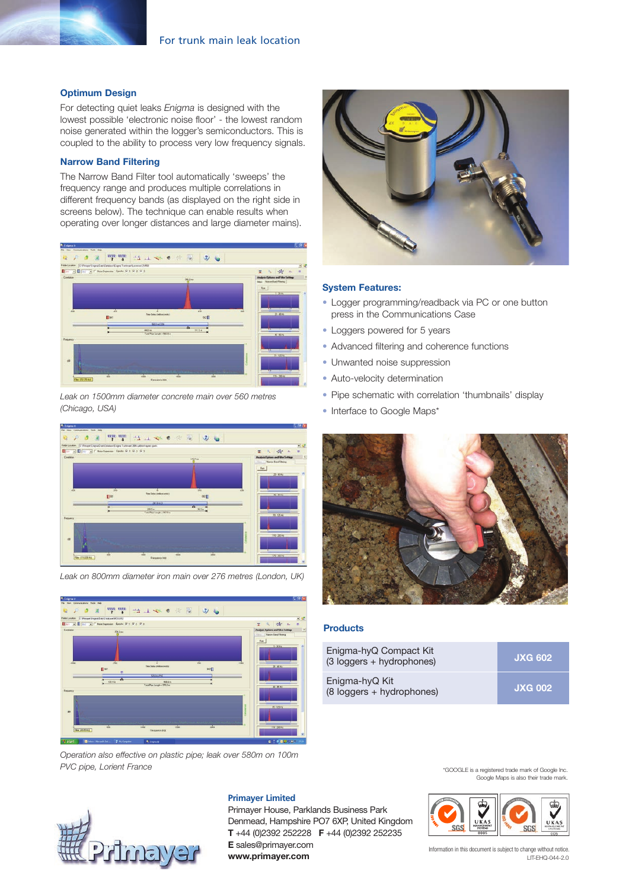For trunk main leak location

## Optimum Design

For detecting quiet leaks *Enigma* is designed with the lowest possible 'electronic noise floor' - the lowest random noise generated within the logger's semiconductors. This is coupled to the ability to process very low frequency signals.

## Narrow Band Filtering

The Narrow Band Filter tool automatically 'sweeps' the frequency range and produces multiple correlations in different frequency bands (as displayed on the right side in screens below). The technique can enable results when operating over longer distances and large diameter mains).

*Leak on 1500mm diameter concrete main over 560 metres (Chicago, USA)*

*Leak on 800mm diameter iron main over 276 metres (London, UK)*

*Operation also effective on plastic pipe; leak over 580m on 100m PVC pipe, Lorient France*

## System Features:

- Logger programming/readback via PC or one button press in the Communications Case
- Loggers powered for 5 years
- Advanced filtering and coherence functions
- Unwanted noise suppression
- Auto-velocity determination
- Pipe schematic with correlation 'thumbnails' display
- Interface to Google Maps*

## Products

| | |
|---|---|
| Enigma-hyQ Compact Kit (3 loggers + hydrophones) | **JXG 602** |
| Enigma-hyQ Kit (8 loggers + hydrophones) | **JXG 002** |

*GOOGLE is a registered trade mark of Google Inc. Google Maps is also their trade mark.

**Primayer Limited**
Primayer House, Parklands Business Park
Denmead, Hampshire PO7 6XP, United Kingdom
**T** +44 (0)2392 252228 **F** +44 (0)2392 252235
**E** sales@primayer.com
**www.primayer.com**

Information in this document is subject to change without notice.
LIT-EHQ-044-2.0